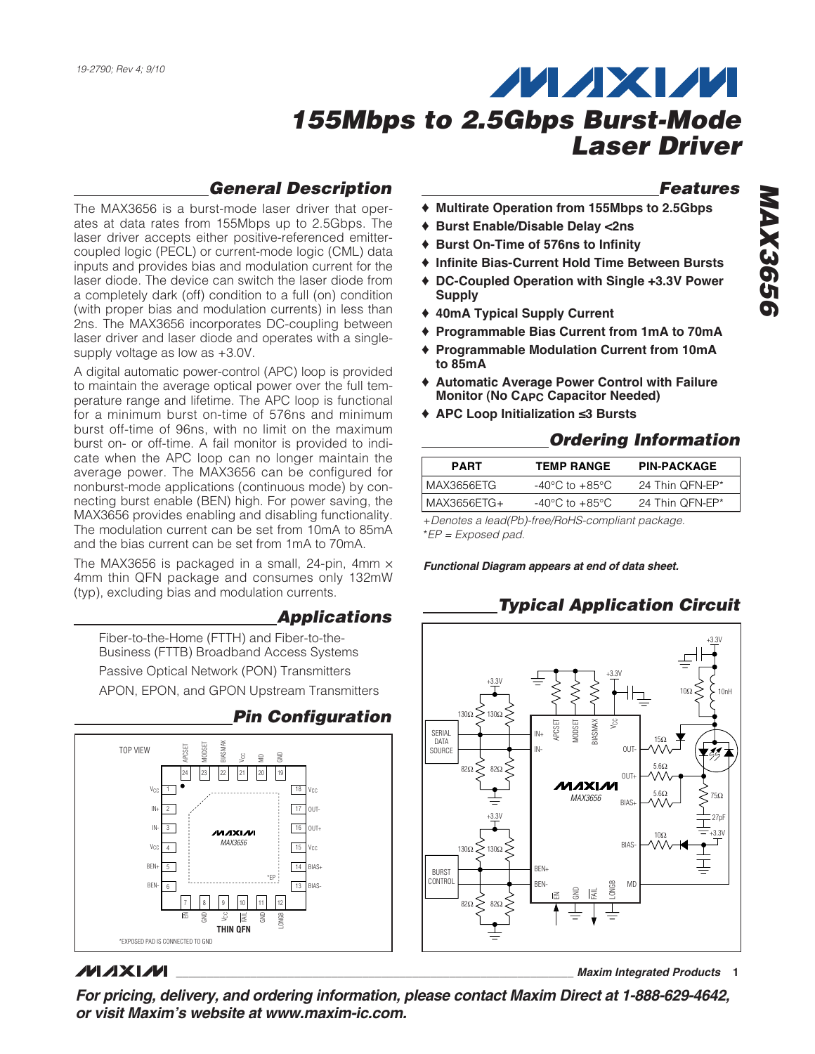19-2790; Rev 4; 9/10

# 155Mbps to 2.5Gbps Burst-Mode Laser Driver

## General Description

The MAX3656 is a burst-mode laser driver that operates at data rates from 155Mbps up to 2.5Gbps. The laser driver accepts either positive-referenced emitter-coupled logic (PECL) or current-mode logic (CML) data inputs and provides bias and modulation current for the laser diode. The device can switch the laser diode from a completely dark (off) condition to a full (on) condition (with proper bias and modulation currents) in less than 2ns. The MAX3656 incorporates DC-coupling between laser driver and laser diode and operates with a single-supply voltage as low as +3.0V.

A digital automatic power-control (APC) loop is provided to maintain the average optical power over the full temperature range and lifetime. The APC loop is functional for a minimum burst on-time of 576ns and minimum burst off-time of 96ns, with no limit on the maximum burst on- or off-time. A fail monitor is provided to indicate when the APC loop can no longer maintain the average power. The MAX3656 can be configured for nonburst-mode applications (continuous mode) by connecting burst enable (BEN) high. For power saving, the MAX3656 provides enabling and disabling functionality. The modulation current can be set from 10mA to 85mA and the bias current can be set from 1mA to 70mA.

The MAX3656 is packaged in a small, 24-pin, 4mm × 4mm thin QFN package and consumes only 132mW (typ), excluding bias and modulation currents.

## Applications

Fiber-to-the-Home (FTTH) and Fiber-to-the-Business (FTTB) Broadband Access Systems

Passive Optical Network (PON) Transmitters

APON, EPON, and GPON Upstream Transmitters

## Pin Configuration

TOP VIEW

| Pin | Name | Pin | Name |
|---|---|---|---|
| 1 | $V_{CC}$ | 13 | BIAS- |
| 2 | IN+ | 14 | BIAS+ |
| 3 | IN- | 15 | $V_{CC}$ |
| 4 | $V_{CC}$ | 16 | OUT+ |
| 5 | BEN+ | 17 | OUT- |
| 6 | BEN- | 18 | $V_{CC}$ |
| 7 | $\overline{EN}$ | 19 | GND |
| 8 | GND | 20 | MD |
| 9 | $V_{CC}$ | 21 | $V_{CC}$ |
| 10 | $\overline{FAIL}$ | 22 | BIASMAX |
| 11 | GND | 23 | MODSET |
| 12 | LONGB | 24 | APCSET |

THIN QFN

*EXPOSED PAD IS CONNECTED TO GND

## Features

- ♦ Multirate Operation from 155Mbps to 2.5Gbps
- ♦ Burst Enable/Disable Delay <2ns
- ♦ Burst On-Time of 576ns to Infinity
- ♦ Infinite Bias-Current Hold Time Between Bursts
- ♦ DC-Coupled Operation with Single +3.3V Power Supply
- ♦ 40mA Typical Supply Current
- ♦ Programmable Bias Current from 1mA to 70mA
- ♦ Programmable Modulation Current from 10mA to 85mA
- ♦ Automatic Average Power Control with Failure Monitor (No $C_{APC}$ Capacitor Needed)
- ♦ APC Loop Initialization ≤3 Bursts

## Ordering Information

| PART | TEMP RANGE | PIN-PACKAGE |
|---|---|---|
| MAX3656ETG | -40°C to +85°C | 24 Thin QFN-EP* |
| MAX3656ETG+ | -40°C to +85°C | 24 Thin QFN-EP* |

*+Denotes a lead(Pb)-free/RoHS-compliant package.*
*\*EP = Exposed pad.*

***Functional Diagram appears at end of data sheet.***

## Typical Application Circuit

For pricing, delivery, and ordering information, please contact Maxim Direct at 1-888-629-4642, or visit Maxim's website at www.maxim-ic.com.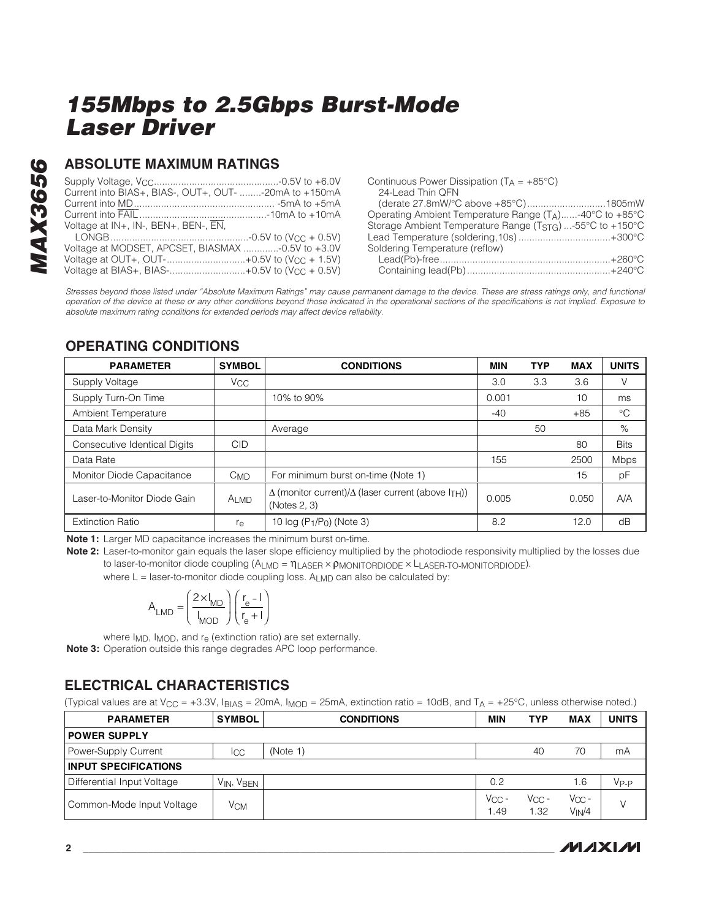# 155Mbps to 2.5Gbps Burst-Mode Laser Driver

## ABSOLUTE MAXIMUM RATINGS

Supply Voltage, $V_{CC}$ .............................................-0.5V to +6.0V
Current into BIAS+, BIAS-, OUT+, OUT- ........-20mA to +150mA
Current into MD ................................................... -5mA to +5mA
Current into $\overline{FAIL}$ ...............................................-10mA to +10mA
Voltage at IN+, IN-, BEN+, BEN-, $\overline{EN}$,
LONGB...................................................-0.5V to ($V_{CC}$ + 0.5V)
Voltage at MODSET, APCSET, BIASMAX .............-0.5V to +3.0V
Voltage at OUT+, OUT-.............................+0.5V to ($V_{CC}$ + 1.5V)
Voltage at BIAS+, BIAS-............................+0.5V to ($V_{CC}$ + 0.5V)

Continuous Power Dissipation ($T_A$ = +85°C)
24-Lead Thin QFN
(derate 27.8mW/°C above +85°C)............................1805mW
Operating Ambient Temperature Range ($T_A$)......-40°C to +85°C
Storage Ambient Temperature Range ($T_{STG}$) ...-55°C to +150°C
Lead Temperature (soldering,10s) ..................................+300°C
Soldering Temperature (reflow)
Lead(Pb)-free...............................................................+260°C
Containing lead(Pb).....................................................+240°C

*Stresses beyond those listed under "Absolute Maximum Ratings" may cause permanent damage to the device. These are stress ratings only, and functional operation of the device at these or any other conditions beyond those indicated in the operational sections of the specifications is not implied. Exposure to absolute maximum rating conditions for extended periods may affect device reliability.*

## OPERATING CONDITIONS

| PARAMETER | SYMBOL | CONDITIONS | MIN | TYP | MAX | UNITS |
|---|---|---|---|---|---|---|
| Supply Voltage | $V_{CC}$ | | 3.0 | 3.3 | 3.6 | V |
| Supply Turn-On Time | | 10% to 90% | 0.001 | | 10 | ms |
| Ambient Temperature | | | -40 | | +85 | °C |
| Data Mark Density | | Average | | 50 | | % |
| Consecutive Identical Digits | CID | | | | 80 | Bits |
| Data Rate | | | 155 | | 2500 | Mbps |
| Monitor Diode Capacitance | $C_{MD}$ | For minimum burst on-time (Note 1) | | | 15 | pF |
| Laser-to-Monitor Diode Gain | $A_{LMD}$ | Δ (monitor current)/Δ (laser current (above $I_{TH}$)) (Notes 2, 3) | 0.005 | | 0.050 | A/A |
| Extinction Ratio | $r_e$ | 10 log ($P_1/P_0$) (Note 3) | 8.2 | | 12.0 | dB |

**Note 1:** Larger MD capacitance increases the minimum burst on-time.

**Note 2:** Laser-to-monitor gain equals the laser slope efficiency multiplied by the photodiode responsivity multiplied by the losses due to laser-to-monitor diode coupling ($A_{LMD} = \eta_{LASER} \times \rho_{MONITORDIODE} \times L_{LASER\text{-}TO\text{-}MONITORDIODE}$).

where L = laser-to-monitor diode coupling loss. $A_{LMD}$ can also be calculated by:

$$A_{LMD} = \left(\frac{2 \times I_{MD}}{I_{MOD}}\right)\left(\frac{r_e - 1}{r_e + 1}\right)$$

where $I_{MD}$, $I_{MOD}$, and $r_e$ (extinction ratio) are set externally.

**Note 3:** Operation outside this range degrades APC loop performance.

## ELECTRICAL CHARACTERISTICS

(Typical values are at $V_{CC}$ = +3.3V, $I_{BIAS}$ = 20mA, $I_{MOD}$ = 25mA, extinction ratio = 10dB, and $T_A$ = +25°C, unless otherwise noted.)

| PARAMETER | SYMBOL | CONDITIONS | MIN | TYP | MAX | UNITS |
|---|---|---|---|---|---|---|
| **POWER SUPPLY** | | | | | | |
| Power-Supply Current | $I_{CC}$ | (Note 1) | | 40 | 70 | mA |
| **INPUT SPECIFICATIONS** | | | | | | |
| Differential Input Voltage | $V_{IN}$, $V_{BEN}$ | | 0.2 | | 1.6 | $V_{P-P}$ |
| Common-Mode Input Voltage | $V_{CM}$ | | $V_{CC}$ - 1.49 | $V_{CC}$ - 1.32 | $V_{CC}$ - $V_{IN}/4$ | V |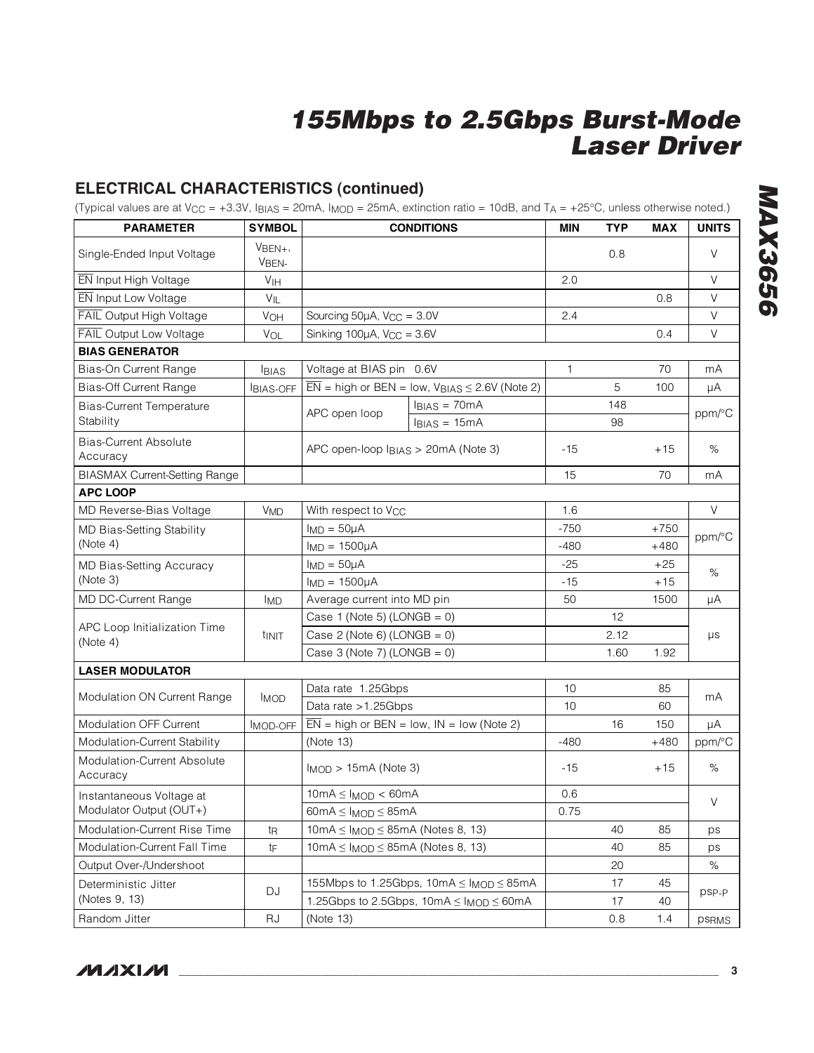## ELECTRICAL CHARACTERISTICS (continued)

(Typical values are at $V_{CC}$ = +3.3V, $I_{BIAS}$ = 20mA, $I_{MOD}$ = 25mA, extinction ratio = 10dB, and $T_A$ = +25°C, unless otherwise noted.)

| PARAMETER | SYMBOL | CONDITIONS | | MIN | TYP | MAX | UNITS |
|---|---|---|---|---|---|---|---|
| Single-Ended Input Voltage | $V_{BEN+}$, $V_{BEN-}$ | | | | 0.8 | | V |
| $\overline{EN}$ Input High Voltage | $V_{IH}$ | | | 2.0 | | | V |
| $\overline{EN}$ Input Low Voltage | $V_{IL}$ | | | | | 0.8 | V |
| $\overline{FAIL}$ Output High Voltage | $V_{OH}$ | Sourcing 50µA, $V_{CC}$ = 3.0V | | 2.4 | | | V |
| $\overline{FAIL}$ Output Low Voltage | $V_{OL}$ | Sinking 100µA, $V_{CC}$ = 3.6V | | | | 0.4 | V |
| **BIAS GENERATOR** | | | | | | | |
| Bias-On Current Range | $I_{BIAS}$ | Voltage at BIAS pin  0.6V | | 1 | | 70 | mA |
| Bias-Off Current Range | $I_{BIAS-OFF}$ | $\overline{EN}$ = high or BEN = low, $V_{BIAS}$ ≤ 2.6V (Note 2) | | | 5 | 100 | µA |
| Bias-Current Temperature Stability | | APC open loop | $I_{BIAS}$ = 70mA | | 148 | | ppm/°C |
| | | | $I_{BIAS}$ = 15mA | | 98 | | |
| Bias-Current Absolute Accuracy | | APC open-loop $I_{BIAS}$ > 20mA (Note 3) | | -15 | | +15 | % |
| BIASMAX Current-Setting Range | | | | 15 | | 70 | mA |
| **APC LOOP** | | | | | | | |
| MD Reverse-Bias Voltage | $V_{MD}$ | With respect to $V_{CC}$ | | 1.6 | | | V |
| MD Bias-Setting Stability (Note 4) | | $I_{MD}$ = 50µA | | -750 | | +750 | ppm/°C |
| | | $I_{MD}$ = 1500µA | | -480 | | +480 | |
| MD Bias-Setting Accuracy (Note 3) | | $I_{MD}$ = 50µA | | -25 | | +25 | % |
| | | $I_{MD}$ = 1500µA | | -15 | | +15 | |
| MD DC-Current Range | $I_{MD}$ | Average current into MD pin | | 50 | | 1500 | µA |
| APC Loop Initialization Time (Note 4) | $t_{INIT}$ | Case 1 (Note 5) (LONGB = 0) | | | 12 | | µs |
| | | Case 2 (Note 6) (LONGB = 0) | | | 2.12 | | |
| | | Case 3 (Note 7) (LONGB = 0) | | | 1.60 | 1.92 | |
| **LASER MODULATOR** | | | | | | | |
| Modulation ON Current Range | $I_{MOD}$ | Data rate  1.25Gbps | | 10 | | 85 | mA |
| | | Data rate >1.25Gbps | | 10 | | 60 | |
| Modulation OFF Current | $I_{MOD-OFF}$ | $\overline{EN}$ = high or BEN = low, IN = low (Note 2) | | | 16 | 150 | µA |
| Modulation-Current Stability | | (Note 13) | | -480 | | +480 | ppm/°C |
| Modulation-Current Absolute Accuracy | | $I_{MOD}$ > 15mA (Note 3) | | -15 | | +15 | % |
| Instantaneous Voltage at Modulator Output (OUT+) | | 10mA ≤ $I_{MOD}$ < 60mA | | 0.6 | | | V |
| | | 60mA ≤ $I_{MOD}$ ≤ 85mA | | 0.75 | | | |
| Modulation-Current Rise Time | $t_R$ | 10mA ≤ $I_{MOD}$ ≤ 85mA (Notes 8, 13) | | | 40 | 85 | ps |
| Modulation-Current Fall Time | $t_F$ | 10mA ≤ $I_{MOD}$ ≤ 85mA (Notes 8, 13) | | | 40 | 85 | ps |
| Output Over-/Undershoot | | | | | 20 | | % |
| Deterministic Jitter (Notes 9, 13) | DJ | 155Mbps to 1.25Gbps, 10mA ≤ $I_{MOD}$ ≤ 85mA | | | 17 | 45 | $ps_{P-P}$ |
| | | 1.25Gbps to 2.5Gbps, 10mA ≤ $I_{MOD}$ ≤ 60mA | | | 17 | 40 | |
| Random Jitter | RJ | (Note 13) | | | 0.8 | 1.4 | $ps_{RMS}$ |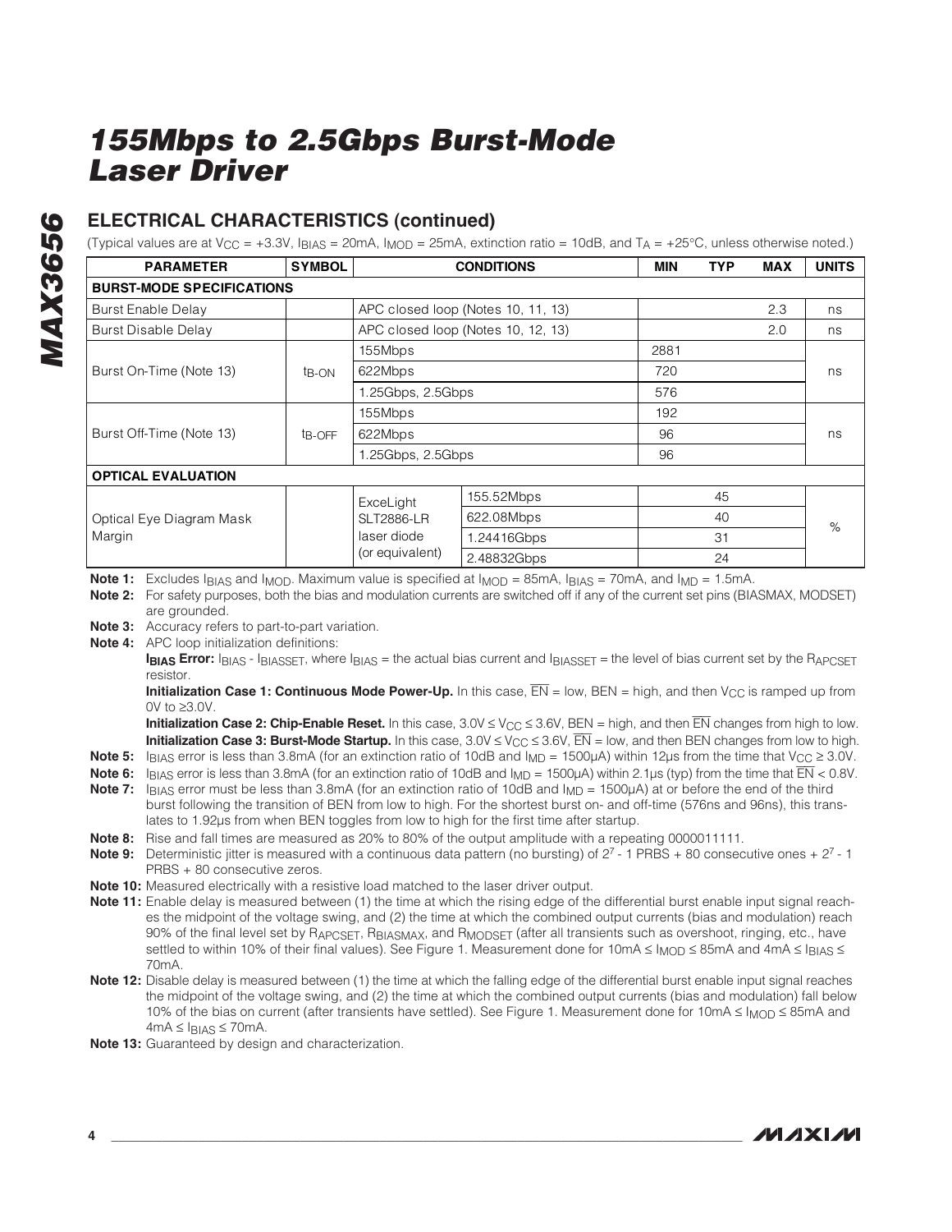## ELECTRICAL CHARACTERISTICS (continued)

(Typical values are at $V_{CC}$ = +3.3V, $I_{BIAS}$ = 20mA, $I_{MOD}$ = 25mA, extinction ratio = 10dB, and $T_A$ = +25°C, unless otherwise noted.)

| PARAMETER | SYMBOL | CONDITIONS | | MIN | TYP | MAX | UNITS |
|---|---|---|---|---|---|---|---|
| **BURST-MODE SPECIFICATIONS** | | | | | | | |
| Burst Enable Delay | | APC closed loop (Notes 10, 11, 13) | | | | 2.3 | ns |
| Burst Disable Delay | | APC closed loop (Notes 10, 12, 13) | | | | 2.0 | ns |
| Burst On-Time (Note 13) | $t_{B-ON}$ | 155Mbps | | 2881 | | | ns |
| | | 622Mbps | | 720 | | | |
| | | 1.25Gbps, 2.5Gbps | | 576 | | | |
| Burst Off-Time (Note 13) | $t_{B-OFF}$ | 155Mbps | | 192 | | | ns |
| | | 622Mbps | | 96 | | | |
| | | 1.25Gbps, 2.5Gbps | | 96 | | | |
| **OPTICAL EVALUATION** | | | | | | | |
| Optical Eye Diagram Mask Margin | | ExceLight SLT2886-LR laser diode (or equivalent) | 155.52Mbps | | 45 | | % |
| | | | 622.08Mbps | | 40 | | |
| | | | 1.24416Gbps | | 31 | | |
| | | | 2.48832Gbps | | 24 | | |

**Note 1:** Excludes $I_{BIAS}$ and $I_{MOD}$. Maximum value is specified at $I_{MOD}$ = 85mA, $I_{BIAS}$ = 70mA, and $I_{MD}$ = 1.5mA.

**Note 2:** For safety purposes, both the bias and modulation currents are switched off if any of the current set pins (BIASMAX, MODSET) are grounded.

**Note 3:** Accuracy refers to part-to-part variation.

**Note 4:** APC loop initialization definitions:

**$I_{BIAS}$ Error:** $I_{BIAS}$ - $I_{BIASSET}$, where $I_{BIAS}$ = the actual bias current and $I_{BIASSET}$ = the level of bias current set by the $R_{APCSET}$ resistor.

**Initialization Case 1: Continuous Mode Power-Up.** In this case, $\overline{EN}$ = low, BEN = high, and then $V_{CC}$ is ramped up from 0V to ≥3.0V.

**Initialization Case 2: Chip-Enable Reset.** In this case, 3.0V ≤ $V_{CC}$ ≤ 3.6V, BEN = high, and then $\overline{EN}$ changes from high to low.

**Initialization Case 3: Burst-Mode Startup.** In this case, 3.0V ≤ $V_{CC}$ ≤ 3.6V, $\overline{EN}$ = low, and then BEN changes from low to high.

**Note 5:** $I_{BIAS}$ error is less than 3.8mA (for an extinction ratio of 10dB and $I_{MD}$ = 1500µA) within 12µs from the time that $V_{CC}$ ≥ 3.0V.

**Note 6:** $I_{BIAS}$ error is less than 3.8mA (for an extinction ratio of 10dB and $I_{MD}$ = 1500µA) within 2.1µs (typ) from the time that $\overline{EN}$ < 0.8V.

**Note 7:** $I_{BIAS}$ error must be less than 3.8mA (for an extinction ratio of 10dB and $I_{MD}$ = 1500µA) at or before the end of the third burst following the transition of BEN from low to high. For the shortest burst on- and off-time (576ns and 96ns), this translates to 1.92µs from when BEN toggles from low to high for the first time after startup.

**Note 8:** Rise and fall times are measured as 20% to 80% of the output amplitude with a repeating 0000011111.

**Note 9:** Deterministic jitter is measured with a continuous data pattern (no bursting) of $2^7$ - 1 PRBS + 80 consecutive ones + $2^7$ - 1 PRBS + 80 consecutive zeros.

**Note 10:** Measured electrically with a resistive load matched to the laser driver output.

**Note 11:** Enable delay is measured between (1) the time at which the rising edge of the differential burst enable input signal reaches the midpoint of the voltage swing, and (2) the time at which the combined output currents (bias and modulation) reach 90% of the final level set by $R_{APCSET}$, $R_{BIASMAX}$, and $R_{MODSET}$ (after all transients such as overshoot, ringing, etc., have settled to within 10% of their final values). See Figure 1. Measurement done for 10mA ≤ $I_{MOD}$ ≤ 85mA and 4mA ≤ $I_{BIAS}$ ≤ 70mA.

**Note 12:** Disable delay is measured between (1) the time at which the falling edge of the differential burst enable input signal reaches the midpoint of the voltage swing, and (2) the time at which the combined output currents (bias and modulation) fall below 10% of the bias on current (after transients have settled). See Figure 1. Measurement done for 10mA ≤ $I_{MOD}$ ≤ 85mA and 4mA ≤ $I_{BIAS}$ ≤ 70mA.

**Note 13:** Guaranteed by design and characterization.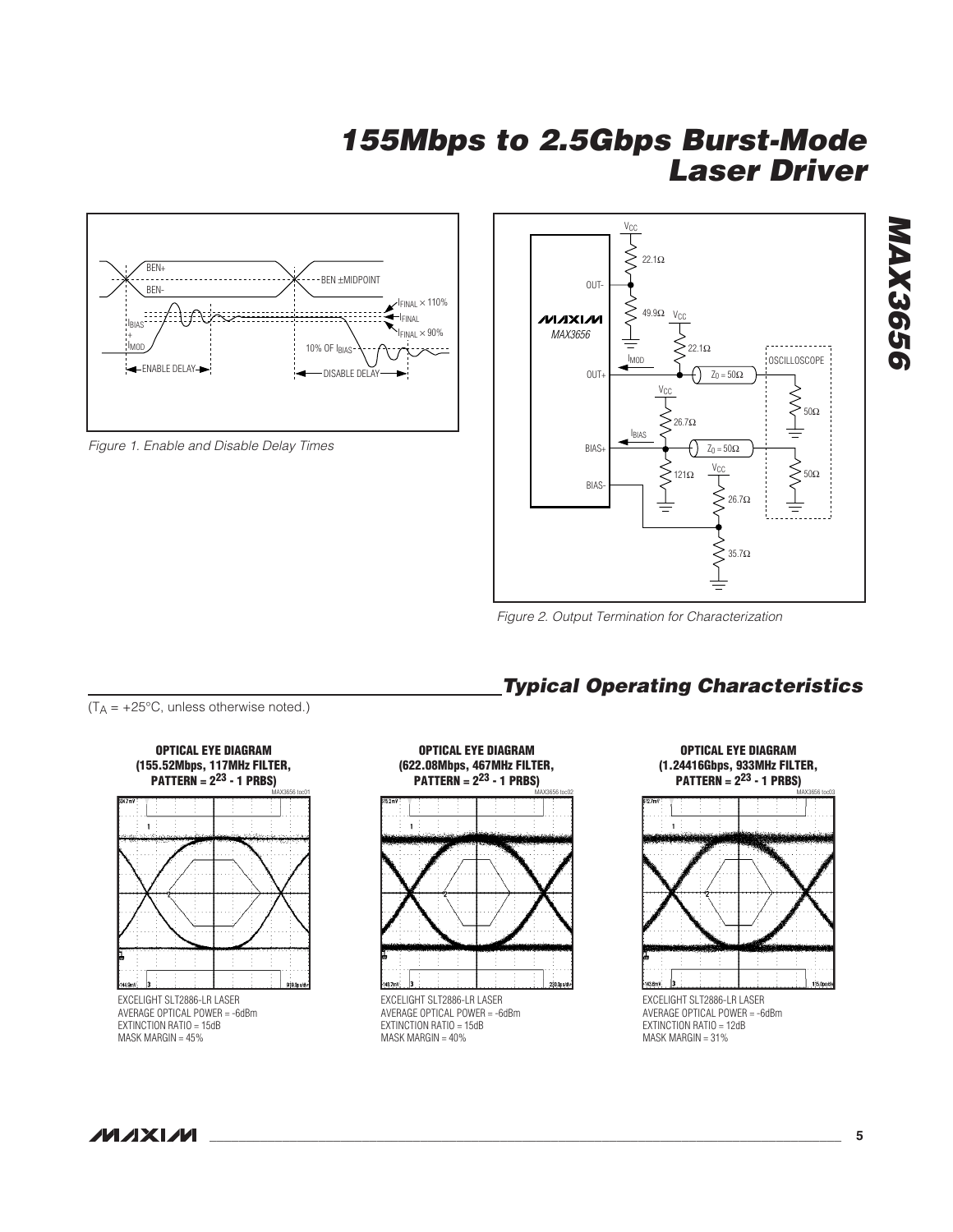Figure 1. Enable and Disable Delay Times

Figure 2. Output Termination for Characterization

## Typical Operating Characteristics

($T_A$ = +25°C, unless otherwise noted.)

**OPTICAL EYE DIAGRAM (155.52Mbps, 117MHz FILTER, PATTERN = $2^{23}$ - 1 PRBS)**

EXCELIGHT SLT2886-LR LASER
AVERAGE OPTICAL POWER = -6dBm
EXTINCTION RATIO = 15dB
MASK MARGIN = 45%

**OPTICAL EYE DIAGRAM (622.08Mbps, 467MHz FILTER, PATTERN = $2^{23}$ - 1 PRBS)**

EXCELIGHT SLT2886-LR LASER
AVERAGE OPTICAL POWER = -6dBm
EXTINCTION RATIO = 15dB
MASK MARGIN = 40%

**OPTICAL EYE DIAGRAM (1.24416Gbps, 933MHz FILTER, PATTERN = $2^{23}$ - 1 PRBS)**

EXCELIGHT SLT2886-LR LASER
AVERAGE OPTICAL POWER = -6dBm
EXTINCTION RATIO = 12dB
MASK MARGIN = 31%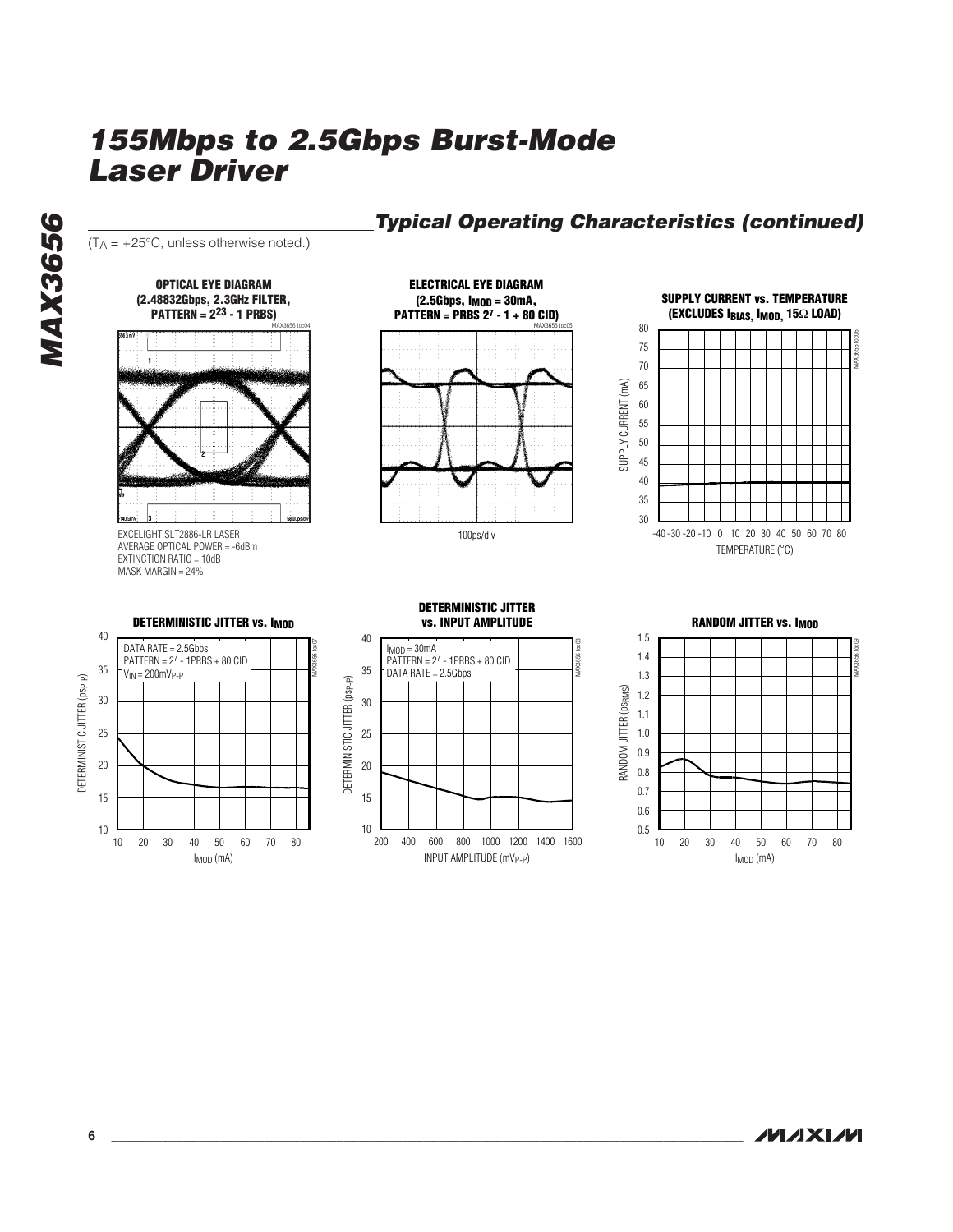## Typical Operating Characteristics (continued)

($T_A$ = +25°C, unless otherwise noted.)

**OPTICAL EYE DIAGRAM (2.48832Gbps, 2.3GHz FILTER, PATTERN = $2^{23}$ - 1 PRBS)**

EXCELIGHT SLT2886-LR LASER
AVERAGE OPTICAL POWER = -6dBm
EXTINCTION RATIO = 10dB
MASK MARGIN = 24%

**ELECTRICAL EYE DIAGRAM (2.5Gbps, $I_{MOD}$ = 30mA, PATTERN = PRBS $2^7$ - 1 + 80 CID)**

100ps/div

**SUPPLY CURRENT vs. TEMPERATURE (EXCLUDES $I_{BIAS}$, $I_{MOD}$, 15Ω LOAD)**

**DETERMINISTIC JITTER vs. $I_{MOD}$**

DATA RATE = 2.5Gbps
PATTERN = $2^7$ - 1PRBS + 80 CID
$V_{IN}$ = 200mV$_{P-P}$

**DETERMINISTIC JITTER vs. INPUT AMPLITUDE**

$I_{MOD}$ = 30mA
PATTERN = $2^7$ - 1PRBS + 80 CID
DATA RATE = 2.5Gbps

**RANDOM JITTER vs. $I_{MOD}$**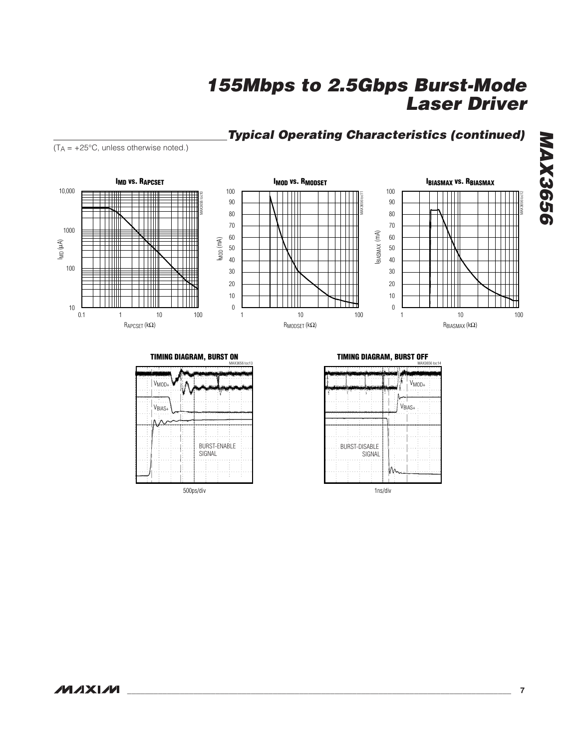## Typical Operating Characteristics (continued)

($T_A$ = +25°C, unless otherwise noted.)

**$I_{MD}$ vs. $R_{APCSET}$**

$I_{MD}$ (µA) vs. $R_{APCSET}$ (kΩ)

**$I_{MOD}$ vs. $R_{MODSET}$**

$I_{MOD}$ (mA) vs. $R_{MODSET}$ (kΩ)

**$I_{BIASMAX}$ vs. $R_{BIASMAX}$**

$I_{BIASMAX}$ (mA) vs. $R_{BIASMAX}$ (kΩ)

**TIMING DIAGRAM, BURST ON**

$V_{MOD+}$

$V_{BIAS+}$

BURST-ENABLE SIGNAL

500ps/div

**TIMING DIAGRAM, BURST OFF**

$V_{MOD+}$

$V_{BIAS+}$

BURST-DISABLE SIGNAL

1ns/div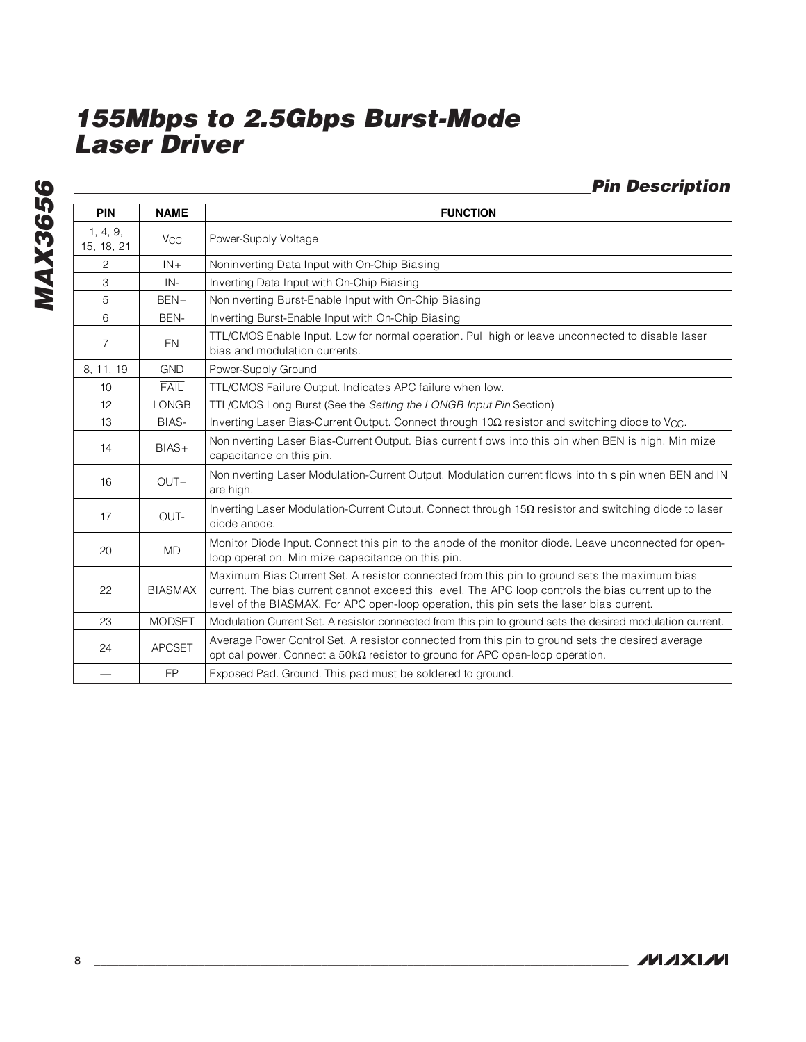## Pin Description

| PIN | NAME | FUNCTION |
|---|---|---|
| 1, 4, 9, 15, 18, 21 | $V_{CC}$ | Power-Supply Voltage |
| 2 | IN+ | Noninverting Data Input with On-Chip Biasing |
| 3 | IN- | Inverting Data Input with On-Chip Biasing |
| 5 | BEN+ | Noninverting Burst-Enable Input with On-Chip Biasing |
| 6 | BEN- | Inverting Burst-Enable Input with On-Chip Biasing |
| 7 | $\overline{EN}$ | TTL/CMOS Enable Input. Low for normal operation. Pull high or leave unconnected to disable laser bias and modulation currents. |
| 8, 11, 19 | GND | Power-Supply Ground |
| 10 | $\overline{FAIL}$ | TTL/CMOS Failure Output. Indicates APC failure when low. |
| 12 | LONGB | TTL/CMOS Long Burst (See the *Setting the LONGB Input Pin* Section) |
| 13 | BIAS- | Inverting Laser Bias-Current Output. Connect through 10Ω resistor and switching diode to $V_{CC}$. |
| 14 | BIAS+ | Noninverting Laser Bias-Current Output. Bias current flows into this pin when BEN is high. Minimize capacitance on this pin. |
| 16 | OUT+ | Noninverting Laser Modulation-Current Output. Modulation current flows into this pin when BEN and IN are high. |
| 17 | OUT- | Inverting Laser Modulation-Current Output. Connect through 15Ω resistor and switching diode to laser diode anode. |
| 20 | MD | Monitor Diode Input. Connect this pin to the anode of the monitor diode. Leave unconnected for open-loop operation. Minimize capacitance on this pin. |
| 22 | BIASMAX | Maximum Bias Current Set. A resistor connected from this pin to ground sets the maximum bias current. The bias current cannot exceed this level. The APC loop controls the bias current up to the level of the BIASMAX. For APC open-loop operation, this pin sets the laser bias current. |
| 23 | MODSET | Modulation Current Set. A resistor connected from this pin to ground sets the desired modulation current. |
| 24 | APCSET | Average Power Control Set. A resistor connected from this pin to ground sets the desired average optical power. Connect a 50kΩ resistor to ground for APC open-loop operation. |
| — | EP | Exposed Pad. Ground. This pad must be soldered to ground. |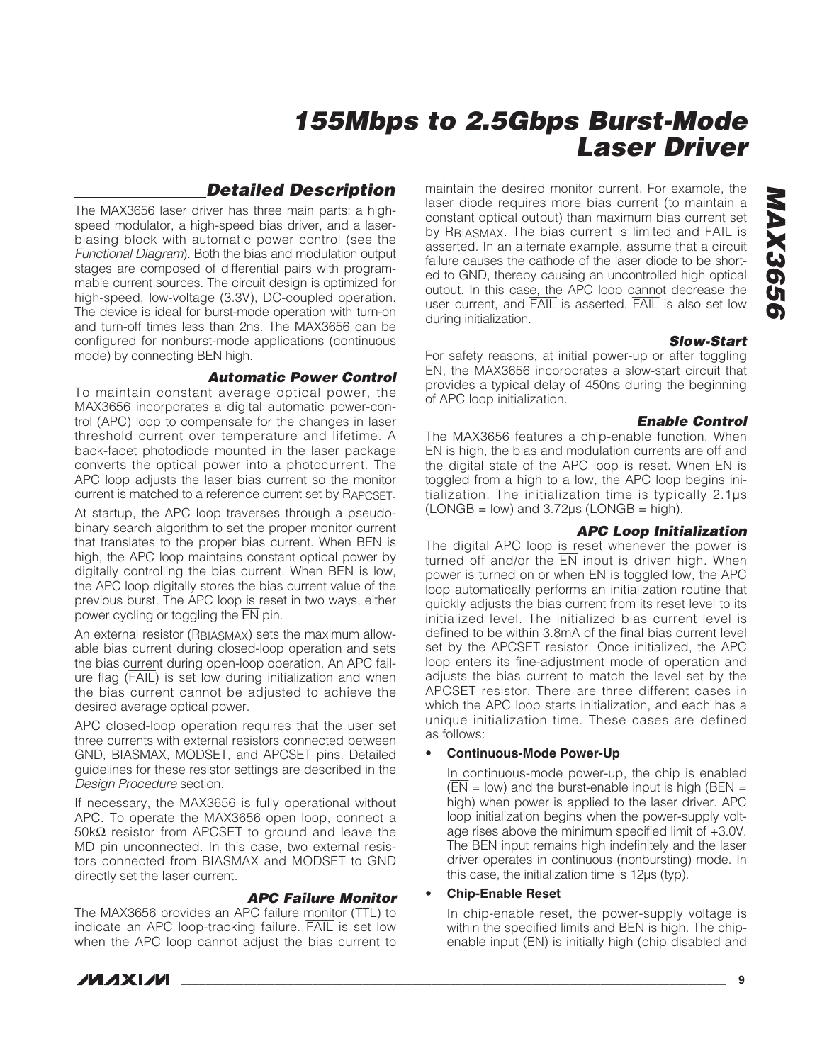## Detailed Description

The MAX3656 laser driver has three main parts: a high-speed modulator, a high-speed bias driver, and a laser-biasing block with automatic power control (see the *Functional Diagram*). Both the bias and modulation output stages are composed of differential pairs with programmable current sources. The circuit design is optimized for high-speed, low-voltage (3.3V), DC-coupled operation. The device is ideal for burst-mode operation with turn-on and turn-off times less than 2ns. The MAX3656 can be configured for nonburst-mode applications (continuous mode) by connecting BEN high.

### Automatic Power Control

To maintain constant average optical power, the MAX3656 incorporates a digital automatic power-control (APC) loop to compensate for the changes in laser threshold current over temperature and lifetime. A back-facet photodiode mounted in the laser package converts the optical power into a photocurrent. The APC loop adjusts the laser bias current so the monitor current is matched to a reference current set by $R_{APCSET}$.

At startup, the APC loop traverses through a pseudo-binary search algorithm to set the proper monitor current that translates to the proper bias current. When BEN is high, the APC loop maintains constant optical power by digitally controlling the bias current. When BEN is low, the APC loop digitally stores the bias current value of the previous burst. The APC loop is reset in two ways, either power cycling or toggling the $\overline{EN}$ pin.

An external resistor ($R_{BIASMAX}$) sets the maximum allowable bias current during closed-loop operation and sets the bias current during open-loop operation. An APC failure flag ($\overline{FAIL}$) is set low during initialization and when the bias current cannot be adjusted to achieve the desired average optical power.

APC closed-loop operation requires that the user set three currents with external resistors connected between GND, BIASMAX, MODSET, and APCSET pins. Detailed guidelines for these resistor settings are described in the *Design Procedure* section.

If necessary, the MAX3656 is fully operational without APC. To operate the MAX3656 open loop, connect a 50kΩ resistor from APCSET to ground and leave the MD pin unconnected. In this case, two external resistors connected from BIASMAX and MODSET to GND directly set the laser current.

### APC Failure Monitor

The MAX3656 provides an APC failure monitor (TTL) to indicate an APC loop-tracking failure. $\overline{FAIL}$ is set low when the APC loop cannot adjust the bias current to maintain the desired monitor current. For example, the laser diode requires more bias current (to maintain a constant optical output) than maximum bias current set by $R_{BIASMAX}$. The bias current is limited and $\overline{FAIL}$ is asserted. In an alternate example, assume that a circuit failure causes the cathode of the laser diode to be shorted to GND, thereby causing an uncontrolled high optical output. In this case, the APC loop cannot decrease the user current, and $\overline{FAIL}$ is asserted. $\overline{FAIL}$ is also set low during initialization.

### Slow-Start

For safety reasons, at initial power-up or after toggling $\overline{EN}$, the MAX3656 incorporates a slow-start circuit that provides a typical delay of 450ns during the beginning of APC loop initialization.

### Enable Control

The MAX3656 features a chip-enable function. When $\overline{EN}$ is high, the bias and modulation currents are off and the digital state of the APC loop is reset. When $\overline{EN}$ is toggled from a high to a low, the APC loop begins initialization. The initialization time is typically 2.1µs (LONGB = low) and 3.72µs (LONGB = high).

### APC Loop Initialization

The digital APC loop is reset whenever the power is turned off and/or the $\overline{EN}$ input is driven high. When power is turned on or when $\overline{EN}$ is toggled low, the APC loop automatically performs an initialization routine that quickly adjusts the bias current from its reset level to its initialized level. The initialized bias current level is defined to be within 3.8mA of the final bias current level set by the APCSET resistor. Once initialized, the APC loop enters its fine-adjustment mode of operation and adjusts the bias current to match the level set by the APCSET resistor. There are three different cases in which the APC loop starts initialization, and each has a unique initialization time. These cases are defined as follows:

- **Continuous-Mode Power-Up**

  In continuous-mode power-up, the chip is enabled ($\overline{EN}$ = low) and the burst-enable input is high (BEN = high) when power is applied to the laser driver. APC loop initialization begins when the power-supply voltage rises above the minimum specified limit of +3.0V. The BEN input remains high indefinitely and the laser driver operates in continuous (nonbursting) mode. In this case, the initialization time is 12µs (typ).

- **Chip-Enable Reset**

  In chip-enable reset, the power-supply voltage is within the specified limits and BEN is high. The chip-enable input ($\overline{EN}$) is initially high (chip disabled and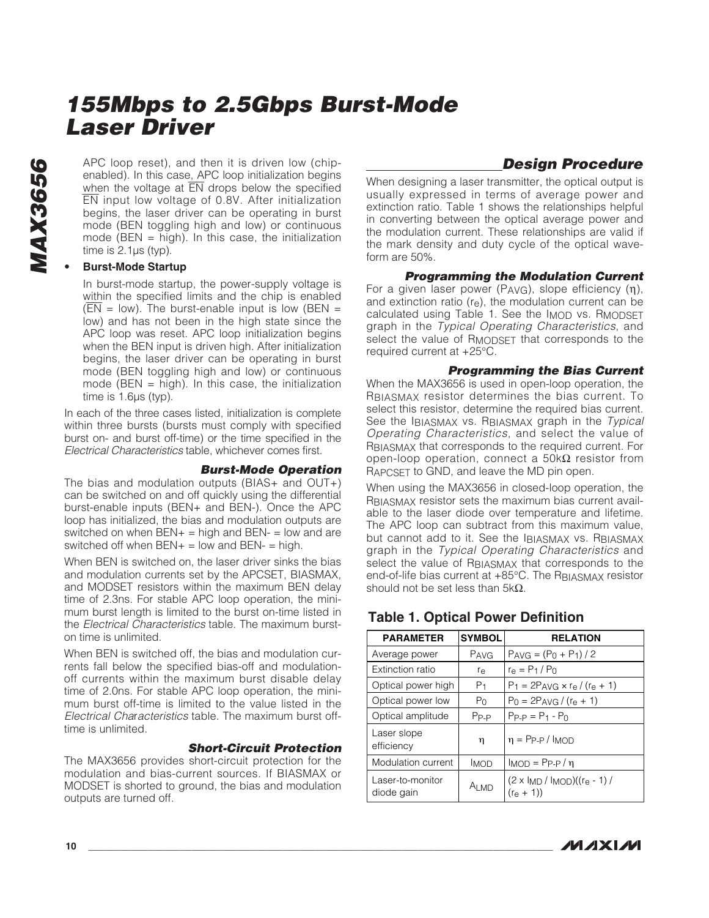APC loop reset), and then it is driven low (chip-enabled). In this case, APC loop initialization begins when the voltage at $\overline{EN}$ drops below the specified $\overline{EN}$ input low voltage of 0.8V. After initialization begins, the laser driver can be operating in burst mode (BEN toggling high and low) or continuous mode (BEN = high). In this case, the initialization time is 2.1µs (typ).

- **Burst-Mode Startup**

  In burst-mode startup, the power-supply voltage is within the specified limits and the chip is enabled ($\overline{EN}$ = low). The burst-enable input is low (BEN = low) and has not been in the high state since the APC loop was reset. APC loop initialization begins when the BEN input is driven high. After initialization begins, the laser driver can be operating in burst mode (BEN toggling high and low) or continuous mode (BEN = high). In this case, the initialization time is 1.6µs (typ).

In each of the three cases listed, initialization is complete within three bursts (bursts must comply with specified burst on- and burst off-time) or the time specified in the *Electrical Characteristics* table, whichever comes first.

### Burst-Mode Operation

The bias and modulation outputs (BIAS+ and OUT+) can be switched on and off quickly using the differential burst-enable inputs (BEN+ and BEN-). Once the APC loop has initialized, the bias and modulation outputs are switched on when BEN+ = high and BEN- = low and are switched off when BEN+ = low and BEN- = high.

When BEN is switched on, the laser driver sinks the bias and modulation currents set by the APCSET, BIASMAX, and MODSET resistors within the maximum BEN delay time of 2.3ns. For stable APC loop operation, the minimum burst length is limited to the burst on-time listed in the *Electrical Characteristics* table. The maximum burst-on time is unlimited.

When BEN is switched off, the bias and modulation currents fall below the specified bias-off and modulation-off currents within the maximum burst disable delay time of 2.0ns. For stable APC loop operation, the minimum burst off-time is limited to the value listed in the *Electrical Characteristics* table. The maximum burst off-time is unlimited.

### Short-Circuit Protection

The MAX3656 provides short-circuit protection for the modulation and bias-current sources. If BIASMAX or MODSET is shorted to ground, the bias and modulation outputs are turned off.

## Design Procedure

When designing a laser transmitter, the optical output is usually expressed in terms of average power and extinction ratio. Table 1 shows the relationships helpful in converting between the optical average power and the modulation current. These relationships are valid if the mark density and duty cycle of the optical waveform are 50%.

### Programming the Modulation Current

For a given laser power ($P_{AVG}$), slope efficiency ($\eta$), and extinction ratio ($r_e$), the modulation current can be calculated using Table 1. See the $I_{MOD}$ vs. $R_{MODSET}$ graph in the *Typical Operating Characteristics*, and select the value of $R_{MODSET}$ that corresponds to the required current at +25°C.

### Programming the Bias Current

When the MAX3656 is used in open-loop operation, the $R_{BIASMAX}$ resistor determines the bias current. To select this resistor, determine the required bias current. See the $I_{BIASMAX}$ vs. $R_{BIASMAX}$ graph in the *Typical Operating Characteristics*, and select the value of $R_{BIASMAX}$ that corresponds to the required current. For open-loop operation, connect a 50kΩ resistor from $R_{APCSET}$ to GND, and leave the MD pin open.

When using the MAX3656 in closed-loop operation, the $R_{BIASMAX}$ resistor sets the maximum bias current available to the laser diode over temperature and lifetime. The APC loop can subtract from this maximum value, but cannot add to it. See the $I_{BIASMAX}$ vs. $R_{BIASMAX}$ graph in the *Typical Operating Characteristics* and select the value of $R_{BIASMAX}$ that corresponds to the end-of-life bias current at +85°C. The $R_{BIASMAX}$ resistor should not be set less than 5kΩ.

### Table 1. Optical Power Definition

| PARAMETER | SYMBOL | RELATION |
|---|---|---|
| Average power | $P_{AVG}$ | $P_{AVG} = (P_0 + P_1) / 2$ |
| Extinction ratio | $r_e$ | $r_e = P_1 / P_0$ |
| Optical power high | $P_1$ | $P_1 = 2P_{AVG} \times r_e / (r_e + 1)$ |
| Optical power low | $P_0$ | $P_0 = 2P_{AVG} / (r_e + 1)$ |
| Optical amplitude | $P_{P-P}$ | $P_{P-P} = P_1 - P_0$ |
| Laser slope efficiency | $\eta$ | $\eta = P_{P-P} / I_{MOD}$ |
| Modulation current | $I_{MOD}$ | $I_{MOD} = P_{P-P} / \eta$ |
| Laser-to-monitor diode gain | $A_{LMD}$ | $(2 \times I_{MD} / I_{MOD})((r_e - 1) / (r_e + 1))$ |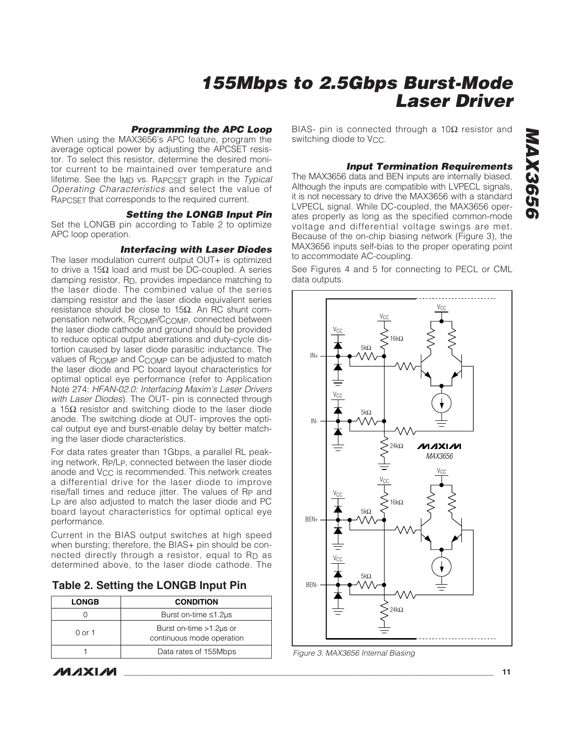### Programming the APC Loop

When using the MAX3656's APC feature, program the average optical power by adjusting the APCSET resistor. To select this resistor, determine the desired monitor current to be maintained over temperature and lifetime. See the $I_{MD}$ vs. $R_{APCSET}$ graph in the *Typical Operating Characteristics* and select the value of $R_{APCSET}$ that corresponds to the required current.

### Setting the LONGB Input Pin

Set the LONGB pin according to Table 2 to optimize APC loop operation.

### Interfacing with Laser Diodes

The laser modulation current output OUT+ is optimized to drive a 15Ω load and must be DC-coupled. A series damping resistor, $R_D$, provides impedance matching to the laser diode. The combined value of the series damping resistor and the laser diode equivalent series resistance should be close to 15Ω. An RC shunt compensation network, $R_{COMP}$/$C_{COMP}$, connected between the laser diode cathode and ground should be provided to reduce optical output aberrations and duty-cycle distortion caused by laser diode parasitic inductance. The values of $R_{COMP}$ and $C_{COMP}$ can be adjusted to match the laser diode and PC board layout characteristics for optimal optical eye performance (refer to Application Note 274: *HFAN-02.0: Interfacing Maxim's Laser Drivers with Laser Diodes*). The OUT- pin is connected through a 15Ω resistor and switching diode to the laser diode anode. The switching diode at OUT- improves the optical output eye and burst-enable delay by better matching the laser diode characteristics.

For data rates greater than 1Gbps, a parallel RL peaking network, $R_P$/$L_P$, connected between the laser diode anode and $V_{CC}$ is recommended. This network creates a differential drive for the laser diode to improve rise/fall times and reduce jitter. The values of $R_P$ and $L_P$ are also adjusted to match the laser diode and PC board layout characteristics for optimal optical eye performance.

Current in the BIAS output switches at high speed when bursting; therefore, the BIAS+ pin should be connected directly through a resistor, equal to $R_D$ as determined above, to the laser diode cathode. The BIAS- pin is connected through a 10Ω resistor and switching diode to $V_{CC}$.

**Table 2. Setting the LONGB Input Pin**

| LONGB | CONDITION |
|---|---|
| 0 | Burst on-time ≤1.2µs |
| 0 or 1 | Burst on-time >1.2µs or continuous mode operation |
| 1 | Data rates of 155Mbps |

### Input Termination Requirements

The MAX3656 data and BEN inputs are internally biased. Although the inputs are compatible with LVPECL signals, it is not necessary to drive the MAX3656 with a standard LVPECL signal. While DC-coupled, the MAX3656 operates properly as long as the specified common-mode voltage and differential voltage swings are met. Because of the on-chip biasing network (Figure 3), the MAX3656 inputs self-bias to the proper operating point to accommodate AC-coupling.

See Figures 4 and 5 for connecting to PECL or CML data outputs.

*Figure 3. MAX3656 Internal Biasing*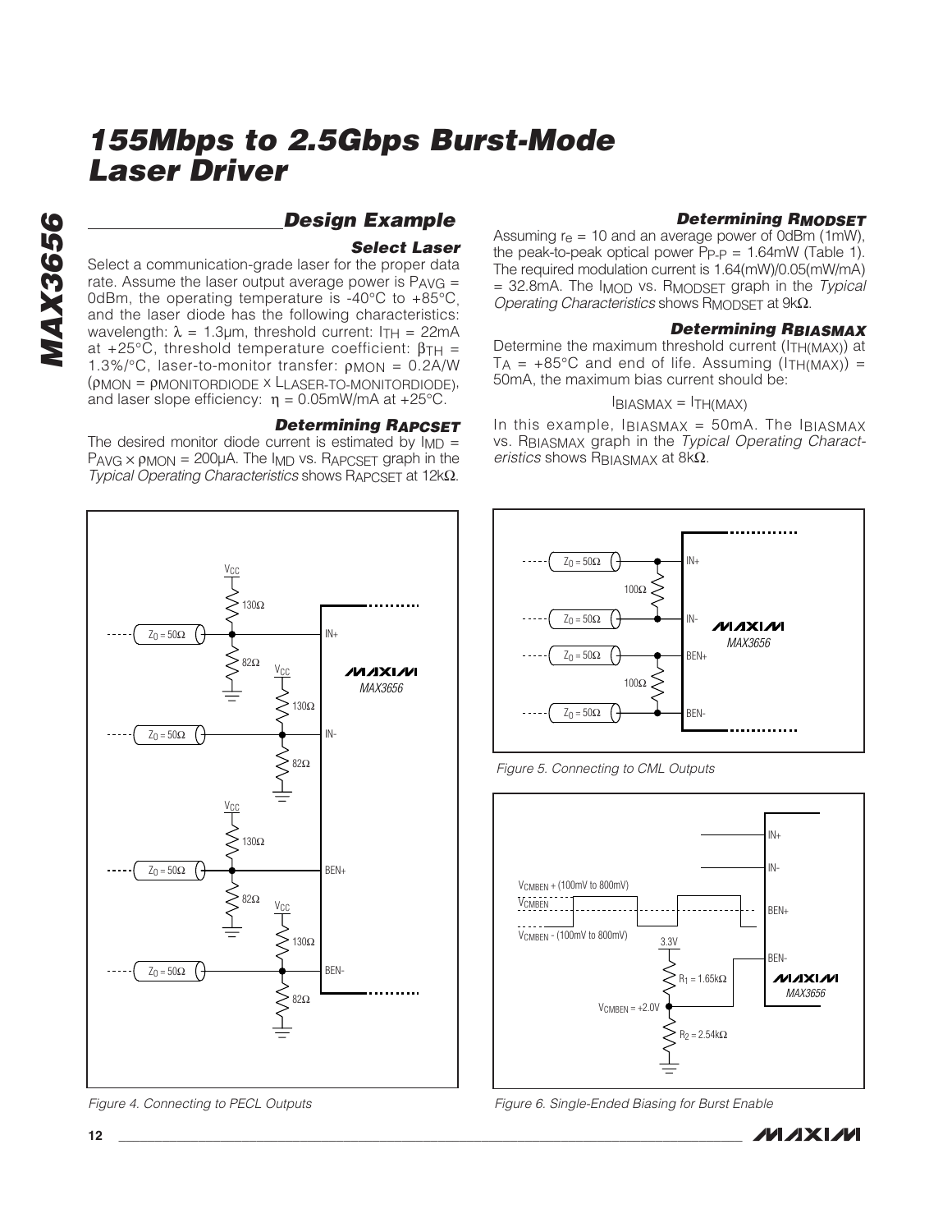## Design Example

### Select Laser

Select a communication-grade laser for the proper data rate. Assume the laser output average power is $P_{AVG}$ = 0dBm, the operating temperature is -40°C to +85°C, and the laser diode has the following characteristics: wavelength: $\lambda$ = 1.3µm, threshold current: $I_{TH}$ = 22mA at +25°C, threshold temperature coefficient: $\beta_{TH}$ = 1.3%/°C, laser-to-monitor transfer: $\rho_{MON}$ = 0.2A/W ($\rho_{MON} = \rho_{MONITORDIODE} \times L_{LASER\text{-}TO\text{-}MONITORDIODE}$), and laser slope efficiency: $\eta$ = 0.05mW/mA at +25°C.

### Determining $R_{APCSET}$

The desired monitor diode current is estimated by $I_{MD} = P_{AVG} \times \rho_{MON}$ = 200µA. The $I_{MD}$ vs. $R_{APCSET}$ graph in the *Typical Operating Characteristics* shows $R_{APCSET}$ at 12kΩ.

### Determining $R_{MODSET}$

Assuming $r_e$ = 10 and an average power of 0dBm (1mW), the peak-to-peak optical power $P_{P\text{-}P}$ = 1.64mW (Table 1). The required modulation current is 1.64(mW)/0.05(mW/mA) = 32.8mA. The $I_{MOD}$ vs. $R_{MODSET}$ graph in the *Typical Operating Characteristics* shows $R_{MODSET}$ at 9kΩ.

### Determining $R_{BIASMAX}$

Determine the maximum threshold current ($I_{TH(MAX)}$) at $T_A$ = +85°C and end of life. Assuming ($I_{TH(MAX)}$) = 50mA, the maximum bias current should be:

$$I_{BIASMAX} = I_{TH(MAX)}$$

In this example, $I_{BIASMAX}$ = 50mA. The $I_{BIASMAX}$ vs. $R_{BIASMAX}$ graph in the *Typical Operating Characteristics* shows $R_{BIASMAX}$ at 8kΩ.

*Figure 4. Connecting to PECL Outputs*

*Figure 5. Connecting to CML Outputs*

*Figure 6. Single-Ended Biasing for Burst Enable*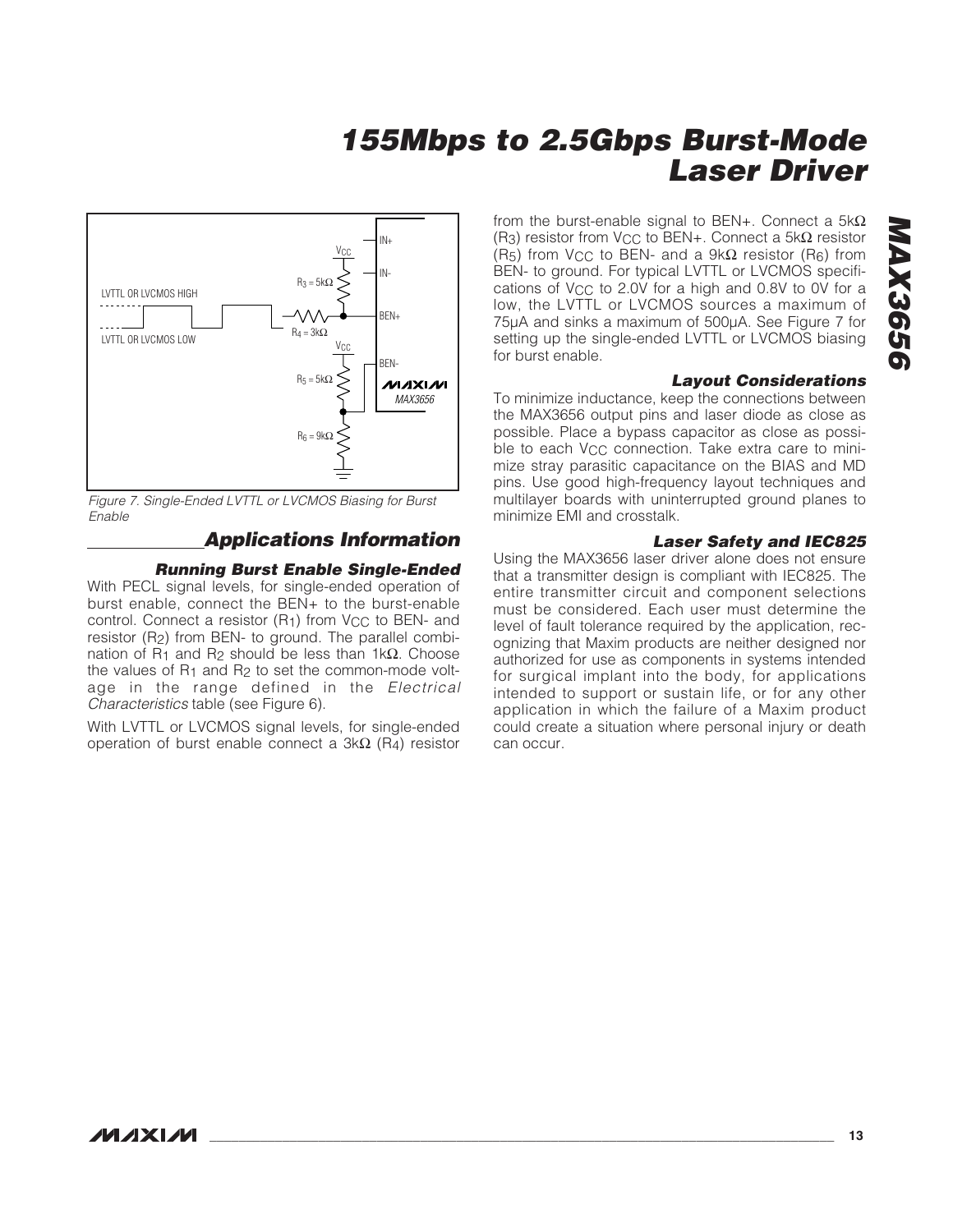Figure 7. Single-Ended LVTTL or LVCMOS Biasing for Burst Enable

## Applications Information

### Running Burst Enable Single-Ended

With PECL signal levels, for single-ended operation of burst enable, connect the BEN+ to the burst-enable control. Connect a resistor ($R_1$) from $V_{CC}$ to BEN- and resistor ($R_2$) from BEN- to ground. The parallel combination of $R_1$ and $R_2$ should be less than 1kΩ. Choose the values of $R_1$ and $R_2$ to set the common-mode voltage in the range defined in the *Electrical Characteristics* table (see Figure 6).

With LVTTL or LVCMOS signal levels, for single-ended operation of burst enable connect a 3kΩ ($R_4$) resistor from the burst-enable signal to BEN+. Connect a 5kΩ ($R_3$) resistor from $V_{CC}$ to BEN+. Connect a 5kΩ resistor ($R_5$) from $V_{CC}$ to BEN- and a 9kΩ resistor ($R_6$) from BEN- to ground. For typical LVTTL or LVCMOS specifications of $V_{CC}$ to 2.0V for a high and 0.8V to 0V for a low, the LVTTL or LVCMOS sources a maximum of 75µA and sinks a maximum of 500µA. See Figure 7 for setting up the single-ended LVTTL or LVCMOS biasing for burst enable.

### Layout Considerations

To minimize inductance, keep the connections between the MAX3656 output pins and laser diode as close as possible. Place a bypass capacitor as close as possible to each $V_{CC}$ connection. Take extra care to minimize stray parasitic capacitance on the BIAS and MD pins. Use good high-frequency layout techniques and multilayer boards with uninterrupted ground planes to minimize EMI and crosstalk.

### Laser Safety and IEC825

Using the MAX3656 laser driver alone does not ensure that a transmitter design is compliant with IEC825. The entire transmitter circuit and component selections must be considered. Each user must determine the level of fault tolerance required by the application, recognizing that Maxim products are neither designed nor authorized for use as components in systems intended for surgical implant into the body, for applications intended to support or sustain life, or for any other application in which the failure of a Maxim product could create a situation where personal injury or death can occur.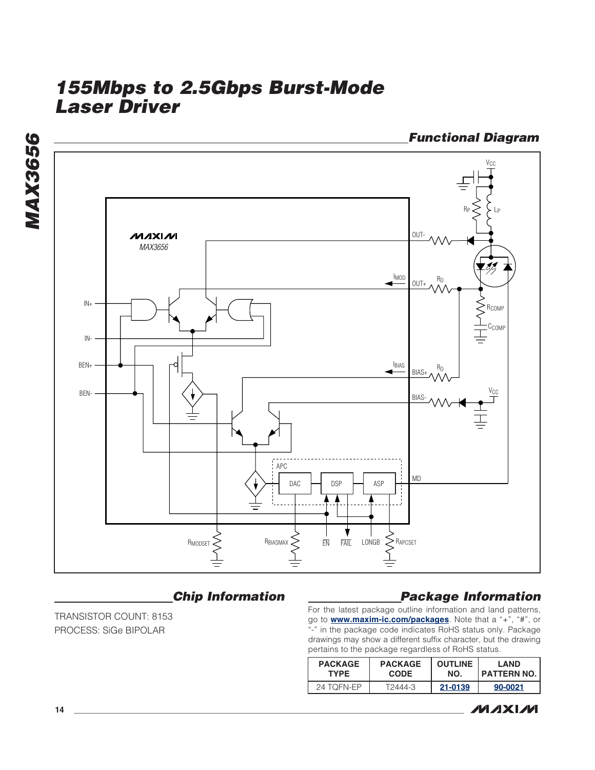## Functional Diagram

## Chip Information

TRANSISTOR COUNT: 8153

PROCESS: SiGe BIPOLAR

## Package Information

For the latest package outline information and land patterns, go to **www.maxim-ic.com/packages**. Note that a "+", "#", or "-" in the package code indicates RoHS status only. Package drawings may show a different suffix character, but the drawing pertains to the package regardless of RoHS status.

| PACKAGE TYPE | PACKAGE CODE | OUTLINE NO. | LAND PATTERN NO. |
|---|---|---|---|
| 24 TQFN-EP | T2444-3 | 21-0139 | 90-0021 |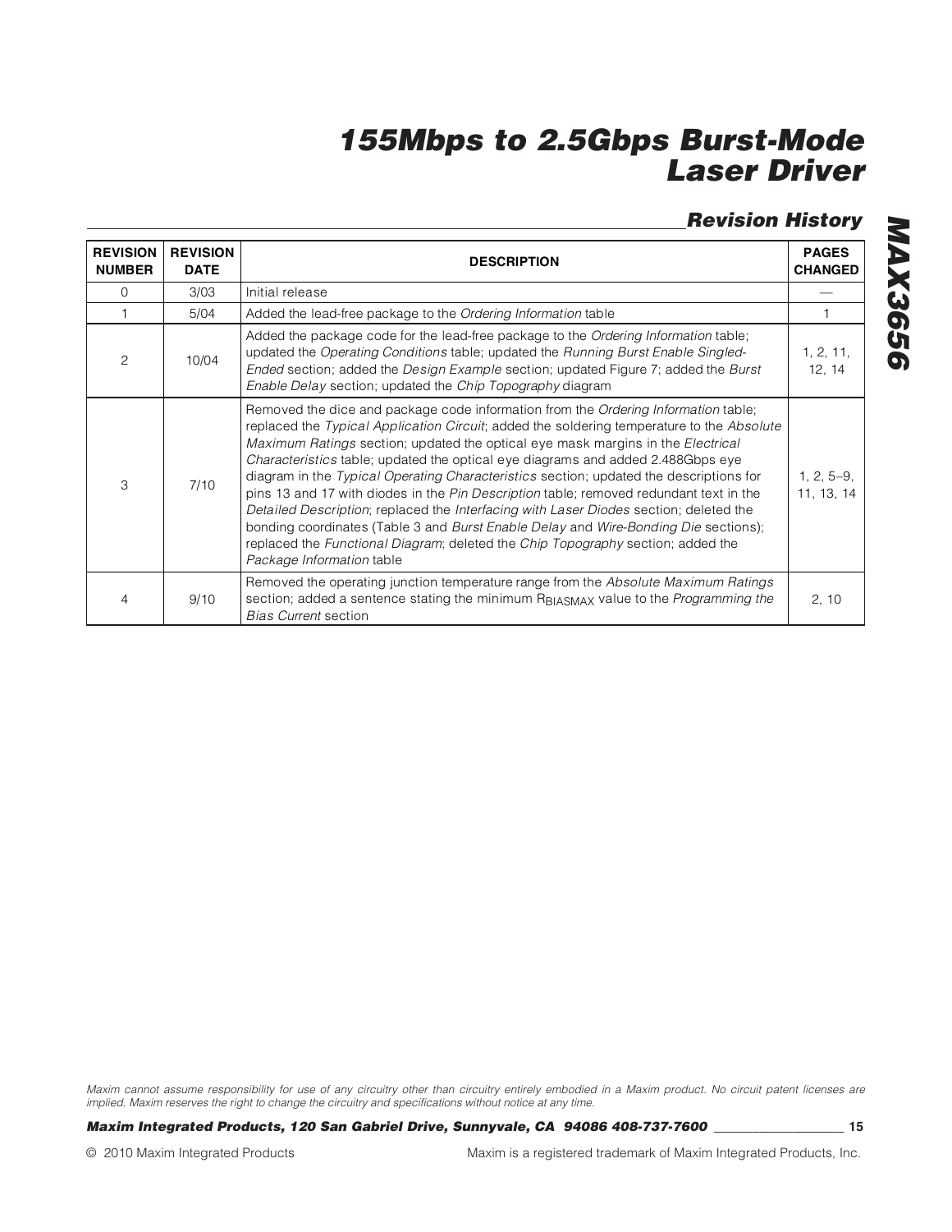## Revision History

| REVISION NUMBER | REVISION DATE | DESCRIPTION | PAGES CHANGED |
|---|---|---|---|
| 0 | 3/03 | Initial release | — |
| 1 | 5/04 | Added the lead-free package to the *Ordering Information* table | 1 |
| 2 | 10/04 | Added the package code for the lead-free package to the *Ordering Information* table; updated the *Operating Conditions* table; updated the *Running Burst Enable Singled-Ended* section; added the *Design Example* section; updated Figure 7; added the *Burst Enable Delay* section; updated the *Chip Topography* diagram | 1, 2, 11, 12, 14 |
| 3 | 7/10 | Removed the dice and package code information from the *Ordering Information* table; replaced the *Typical Application Circuit*; added the soldering temperature to the *Absolute Maximum Ratings* section; updated the optical eye mask margins in the *Electrical Characteristics* table; updated the optical eye diagrams and added 2.488Gbps eye diagram in the *Typical Operating Characteristics* section; updated the descriptions for pins 13 and 17 with diodes in the *Pin Description* table; removed redundant text in the *Detailed Description*; replaced the *Interfacing with Laser Diodes* section; deleted the bonding coordinates (Table 3 and *Burst Enable Delay* and *Wire-Bonding Die* sections); replaced the *Functional Diagram*; deleted the *Chip Topography* section; added the *Package Information* table | 1, 2, 5–9, 11, 13, 14 |
| 4 | 9/10 | Removed the operating junction temperature range from the *Absolute Maximum Ratings* section; added a sentence stating the minimum $R_{BIASMAX}$ value to the *Programming the Bias Current* section | 2, 10 |

*Maxim cannot assume responsibility for use of any circuitry other than circuitry entirely embodied in a Maxim product. No circuit patent licenses are implied. Maxim reserves the right to change the circuitry and specifications without notice at any time.*

***Maxim Integrated Products, 120 San Gabriel Drive, Sunnyvale, CA 94086 408-737-7600***

© 2010 Maxim Integrated Products

Maxim is a registered trademark of Maxim Integrated Products, Inc.